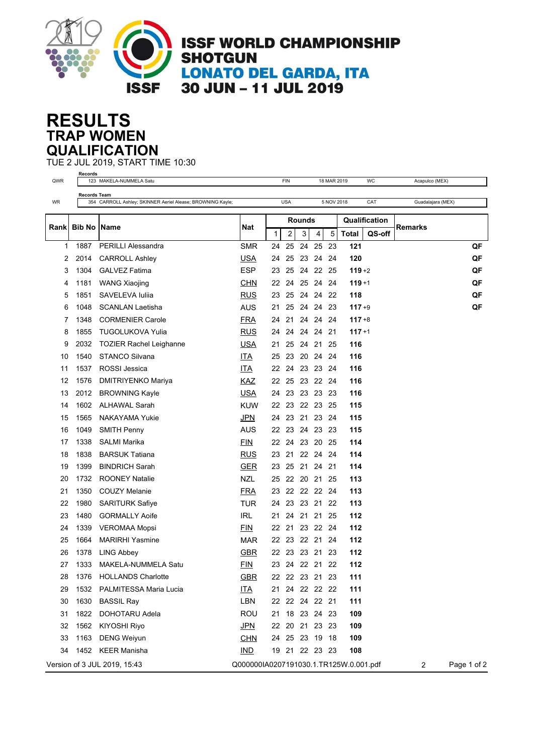# ISSF WORLD CHAMPIONSHIP SHOTGUN

## LONATO DEL GARDA, ITA

## 30 JUN – 11 JUL 2019

# RESULTS

## TRAP WOMEN

## QUALIFICATION

TUE 2 JUL 2019, START TIME 10:30

| | Records | | | | |
|---|---|---|---|---|---|
| QWR | 123 MAKELA-NUMMELA Satu | FIN | 18 MAR 2019 | WC | Acapulco (MEX) |

| | Records Team | | | | |
|---|---|---|---|---|---|
| WR | 354 CARROLL Ashley; SKINNER Aeriel Alease; BROWNING Kayle; | USA | 5 NOV 2018 | CAT | Guadalajara (MEX) |

| Rank | Bib No | Name | Nat | Rounds | | | | | Qualification | | Remarks |
|---|---|---|---|---|---|---|---|---|---|---|---|
| | | | | 1 | 2 | 3 | 4 | 5 | Total | QS-off | |
| 1 | 1887 | PERILLI Alessandra | SMR | 24 | 25 | 24 | 25 | 23 | 121 | | QF |
| 2 | 2014 | CARROLL Ashley | USA | 24 | 25 | 23 | 24 | 24 | 120 | | QF |
| 3 | 1304 | GALVEZ Fatima | ESP | 23 | 25 | 24 | 22 | 25 | 119 | +2 | QF |
| 4 | 1181 | WANG Xiaojing | CHN | 22 | 24 | 25 | 24 | 24 | 119 | +1 | QF |
| 5 | 1851 | SAVELEVA Iuliia | RUS | 23 | 25 | 24 | 24 | 22 | 118 | | QF |
| 6 | 1048 | SCANLAN Laetisha | AUS | 21 | 25 | 24 | 24 | 23 | 117 | +9 | QF |
| 7 | 1348 | CORMENIER Carole | FRA | 24 | 21 | 24 | 24 | 24 | 117 | +8 | |
| 8 | 1855 | TUGOLUKOVA Yulia | RUS | 24 | 24 | 24 | 24 | 21 | 117 | +1 | |
| 9 | 2032 | TOZIER Rachel Leighanne | USA | 21 | 25 | 24 | 21 | 25 | 116 | | |
| 10 | 1540 | STANCO Silvana | ITA | 25 | 23 | 20 | 24 | 24 | 116 | | |
| 11 | 1537 | ROSSI Jessica | ITA | 22 | 24 | 23 | 23 | 24 | 116 | | |
| 12 | 1576 | DMITRIYENKO Mariya | KAZ | 22 | 25 | 23 | 22 | 24 | 116 | | |
| 13 | 2012 | BROWNING Kayle | USA | 24 | 23 | 23 | 23 | 23 | 116 | | |
| 14 | 1602 | ALHAWAL Sarah | KUW | 22 | 23 | 22 | 23 | 25 | 115 | | |
| 15 | 1565 | NAKAYAMA Yukie | JPN | 24 | 23 | 21 | 23 | 24 | 115 | | |
| 16 | 1049 | SMITH Penny | AUS | 22 | 23 | 24 | 23 | 23 | 115 | | |
| 17 | 1338 | SALMI Marika | FIN | 22 | 24 | 23 | 20 | 25 | 114 | | |
| 18 | 1838 | BARSUK Tatiana | RUS | 23 | 21 | 22 | 24 | 24 | 114 | | |
| 19 | 1399 | BINDRICH Sarah | GER | 23 | 25 | 21 | 24 | 21 | 114 | | |
| 20 | 1732 | ROONEY Natalie | NZL | 25 | 22 | 20 | 21 | 25 | 113 | | |
| 21 | 1350 | COUZY Melanie | FRA | 23 | 22 | 22 | 22 | 24 | 113 | | |
| 22 | 1980 | SARITURK Safiye | TUR | 24 | 23 | 23 | 21 | 22 | 113 | | |
| 23 | 1480 | GORMALLY Aoife | IRL | 21 | 24 | 21 | 21 | 25 | 112 | | |
| 24 | 1339 | VEROMAA Mopsi | FIN | 22 | 21 | 23 | 22 | 24 | 112 | | |
| 25 | 1664 | MARIRHI Yasmine | MAR | 22 | 23 | 22 | 21 | 24 | 112 | | |
| 26 | 1378 | LING Abbey | GBR | 22 | 23 | 23 | 21 | 23 | 112 | | |
| 27 | 1333 | MAKELA-NUMMELA Satu | FIN | 23 | 24 | 22 | 21 | 22 | 112 | | |
| 28 | 1376 | HOLLANDS Charlotte | GBR | 22 | 22 | 23 | 21 | 23 | 111 | | |
| 29 | 1532 | PALMITESSA Maria Lucia | ITA | 21 | 24 | 22 | 22 | 22 | 111 | | |
| 30 | 1630 | BASSIL Ray | LBN | 22 | 22 | 24 | 22 | 21 | 111 | | |
| 31 | 1822 | DOHOTARU Adela | ROU | 21 | 18 | 23 | 24 | 23 | 109 | | |
| 32 | 1562 | KIYOSHI Riyo | JPN | 22 | 20 | 21 | 23 | 23 | 109 | | |
| 33 | 1163 | DENG Weiyun | CHN | 24 | 25 | 23 | 19 | 18 | 109 | | |
| 34 | 1452 | KEER Manisha | IND | 19 | 21 | 22 | 23 | 23 | 108 | | |

Version of 3 JUL 2019, 15:43    Q000000IA0207191030.1.TR125W.0.001.pdf    2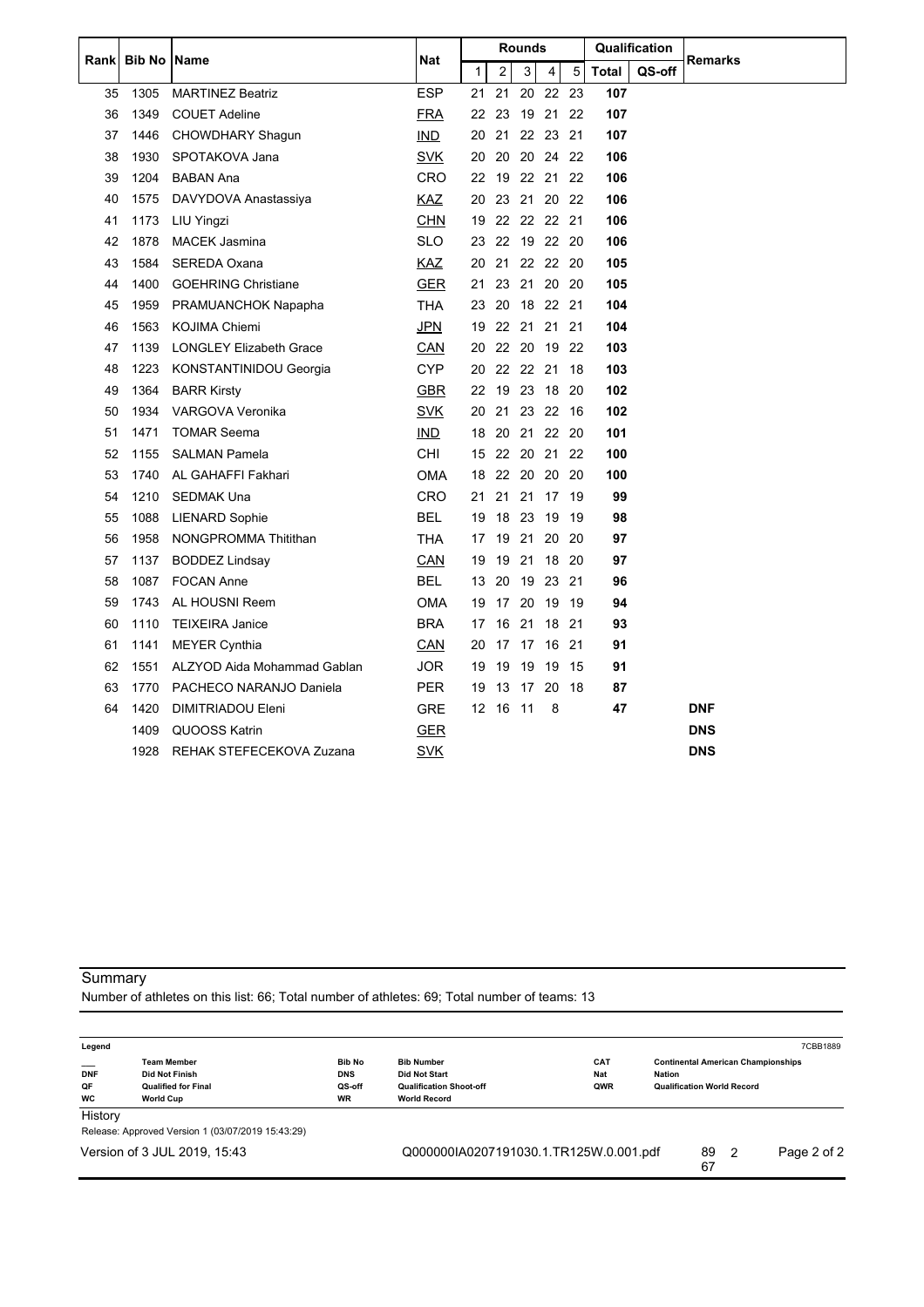| Rank | Bib No | Name | Nat | Rounds | | | | | Qualification | | Remarks |
|---|---|---|---|---|---|---|---|---|---|---|---|
| | | | | 1 | 2 | 3 | 4 | 5 | Total | QS-off | |
| 35 | 1305 | MARTINEZ Beatriz | ESP | 21 | 21 | 20 | 22 | 23 | 107 | | |
| 36 | 1349 | COUET Adeline | FRA | 22 | 23 | 19 | 21 | 22 | 107 | | |
| 37 | 1446 | CHOWDHARY Shagun | IND | 20 | 21 | 22 | 23 | 21 | 107 | | |
| 38 | 1930 | SPOTAKOVA Jana | SVK | 20 | 20 | 20 | 24 | 22 | 106 | | |
| 39 | 1204 | BABAN Ana | CRO | 22 | 19 | 22 | 21 | 22 | 106 | | |
| 40 | 1575 | DAVYDOVA Anastassiya | KAZ | 20 | 23 | 21 | 20 | 22 | 106 | | |
| 41 | 1173 | LIU Yingzi | CHN | 19 | 22 | 22 | 22 | 21 | 106 | | |
| 42 | 1878 | MACEK Jasmina | SLO | 23 | 22 | 19 | 22 | 20 | 106 | | |
| 43 | 1584 | SEREDA Oxana | KAZ | 20 | 21 | 22 | 22 | 20 | 105 | | |
| 44 | 1400 | GOEHRING Christiane | GER | 21 | 23 | 21 | 20 | 20 | 105 | | |
| 45 | 1959 | PRAMUANCHOK Napapha | THA | 23 | 20 | 18 | 22 | 21 | 104 | | |
| 46 | 1563 | KOJIMA Chiemi | JPN | 19 | 22 | 21 | 21 | 21 | 104 | | |
| 47 | 1139 | LONGLEY Elizabeth Grace | CAN | 20 | 22 | 20 | 19 | 22 | 103 | | |
| 48 | 1223 | KONSTANTINIDOU Georgia | CYP | 20 | 22 | 22 | 21 | 18 | 103 | | |
| 49 | 1364 | BARR Kirsty | GBR | 22 | 19 | 23 | 18 | 20 | 102 | | |
| 50 | 1934 | VARGOVA Veronika | SVK | 20 | 21 | 23 | 22 | 16 | 102 | | |
| 51 | 1471 | TOMAR Seema | IND | 18 | 20 | 21 | 22 | 20 | 101 | | |
| 52 | 1155 | SALMAN Pamela | CHI | 15 | 22 | 20 | 21 | 22 | 100 | | |
| 53 | 1740 | AL GAHAFFI Fakhari | OMA | 18 | 22 | 20 | 20 | 20 | 100 | | |
| 54 | 1210 | SEDMAK Una | CRO | 21 | 21 | 21 | 17 | 19 | 99 | | |
| 55 | 1088 | LIENARD Sophie | BEL | 19 | 18 | 23 | 19 | 19 | 98 | | |
| 56 | 1958 | NONGPROMMA Thitithan | THA | 17 | 19 | 21 | 20 | 20 | 97 | | |
| 57 | 1137 | BODDEZ Lindsay | CAN | 19 | 19 | 21 | 18 | 20 | 97 | | |
| 58 | 1087 | FOCAN Anne | BEL | 13 | 20 | 19 | 23 | 21 | 96 | | |
| 59 | 1743 | AL HOUSNI Reem | OMA | 19 | 17 | 20 | 19 | 19 | 94 | | |
| 60 | 1110 | TEIXEIRA Janice | BRA | 17 | 16 | 21 | 18 | 21 | 93 | | |
| 61 | 1141 | MEYER Cynthia | CAN | 20 | 17 | 17 | 16 | 21 | 91 | | |
| 62 | 1551 | ALZYOD Aida Mohammad Gablan | JOR | 19 | 19 | 19 | 19 | 15 | 91 | | |
| 63 | 1770 | PACHECO NARANJO Daniela | PER | 19 | 13 | 17 | 20 | 18 | 87 | | |
| 64 | 1420 | DIMITRIADOU Eleni | GRE | 12 | 16 | 11 | 8 | | 47 | | DNF |
| | 1409 | QUOOSS Katrin | GER | | | | | | | | DNS |
| | 1928 | REHAK STEFECEKOVA Zuzana | SVK | | | | | | | | DNS |

## Summary

Number of athletes on this list: 66; Total number of athletes: 69; Total number of teams: 13

**Legend**

| | | | | | |
|---|---|---|---|---|---|
| ___ | Team Member | Bib No | Bib Number | CAT | Continental American Championships |
| DNF | Did Not Finish | DNS | Did Not Start | Nat | Nation |
| QF | Qualified for Final | QS-off | Qualification Shoot-off | QWR | Qualification World Record |
| WC | World Cup | WR | World Record | | |

7CBB1889

**History**

Release: Approved Version 1 (03/07/2019 15:43:29)

Version of 3 JUL 2019, 15:43

Q000000IA0207191030.1.TR125W.0.001.pdf 89 67 2